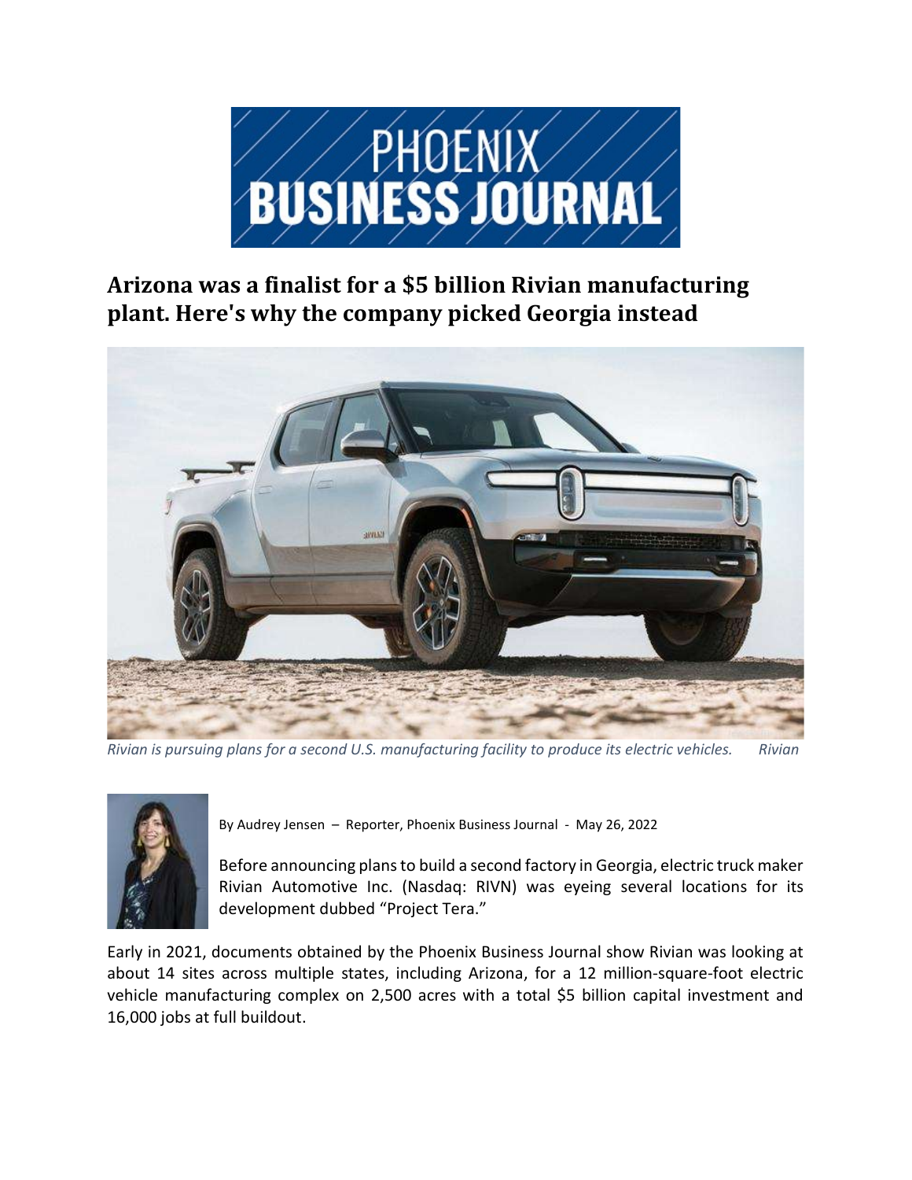PHOENIX BUSINESS JOURNAL

# Arizona was a finalist for a $5 billion Rivian manufacturing plant. Here's why the company picked Georgia instead

*Rivian is pursuing plans for a second U.S. manufacturing facility to produce its electric vehicles.* *Rivian*

By Audrey Jensen – Reporter, Phoenix Business Journal - May 26, 2022

Before announcing plans to build a second factory in Georgia, electric truck maker Rivian Automotive Inc. (Nasdaq: RIVN) was eyeing several locations for its development dubbed "Project Tera."

Early in 2021, documents obtained by the Phoenix Business Journal show Rivian was looking at about 14 sites across multiple states, including Arizona, for a 12 million-square-foot electric vehicle manufacturing complex on 2,500 acres with a total $5 billion capital investment and 16,000 jobs at full buildout.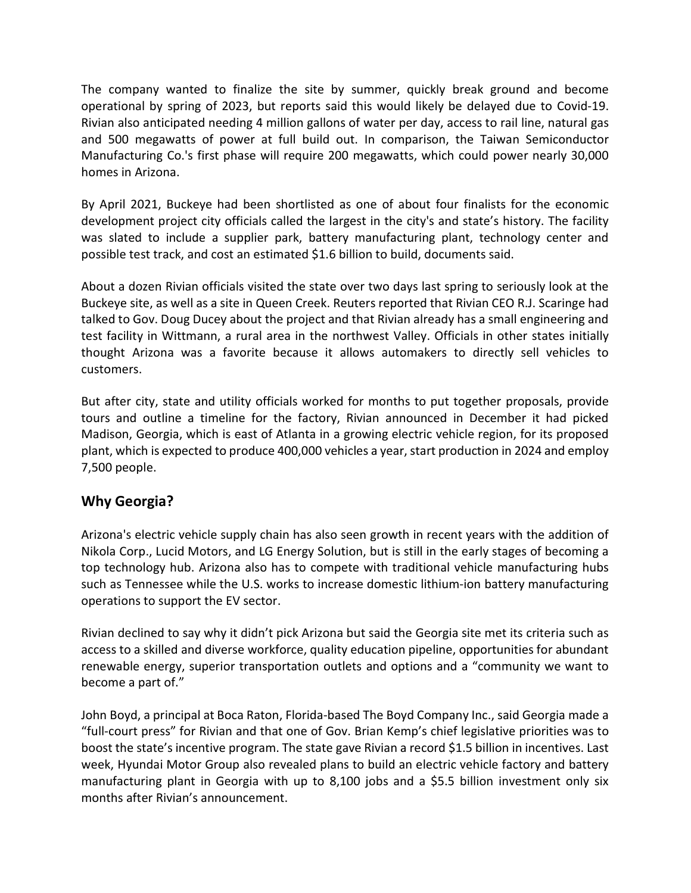The company wanted to finalize the site by summer, quickly break ground and become operational by spring of 2023, but reports said this would likely be delayed due to Covid-19. Rivian also anticipated needing 4 million gallons of water per day, access to rail line, natural gas and 500 megawatts of power at full build out. In comparison, the Taiwan Semiconductor Manufacturing Co.'s first phase will require 200 megawatts, which could power nearly 30,000 homes in Arizona.

By April 2021, Buckeye had been shortlisted as one of about four finalists for the economic development project city officials called the largest in the city's and state's history. The facility was slated to include a supplier park, battery manufacturing plant, technology center and possible test track, and cost an estimated $1.6 billion to build, documents said.

About a dozen Rivian officials visited the state over two days last spring to seriously look at the Buckeye site, as well as a site in Queen Creek. Reuters reported that Rivian CEO R.J. Scaringe had talked to Gov. Doug Ducey about the project and that Rivian already has a small engineering and test facility in Wittmann, a rural area in the northwest Valley. Officials in other states initially thought Arizona was a favorite because it allows automakers to directly sell vehicles to customers.

But after city, state and utility officials worked for months to put together proposals, provide tours and outline a timeline for the factory, Rivian announced in December it had picked Madison, Georgia, which is east of Atlanta in a growing electric vehicle region, for its proposed plant, which is expected to produce 400,000 vehicles a year, start production in 2024 and employ 7,500 people.

## Why Georgia?

Arizona's electric vehicle supply chain has also seen growth in recent years with the addition of Nikola Corp., Lucid Motors, and LG Energy Solution, but is still in the early stages of becoming a top technology hub. Arizona also has to compete with traditional vehicle manufacturing hubs such as Tennessee while the U.S. works to increase domestic lithium-ion battery manufacturing operations to support the EV sector.

Rivian declined to say why it didn't pick Arizona but said the Georgia site met its criteria such as access to a skilled and diverse workforce, quality education pipeline, opportunities for abundant renewable energy, superior transportation outlets and options and a "community we want to become a part of."

John Boyd, a principal at Boca Raton, Florida-based The Boyd Company Inc., said Georgia made a "full-court press" for Rivian and that one of Gov. Brian Kemp's chief legislative priorities was to boost the state's incentive program. The state gave Rivian a record $1.5 billion in incentives. Last week, Hyundai Motor Group also revealed plans to build an electric vehicle factory and battery manufacturing plant in Georgia with up to 8,100 jobs and a $5.5 billion investment only six months after Rivian's announcement.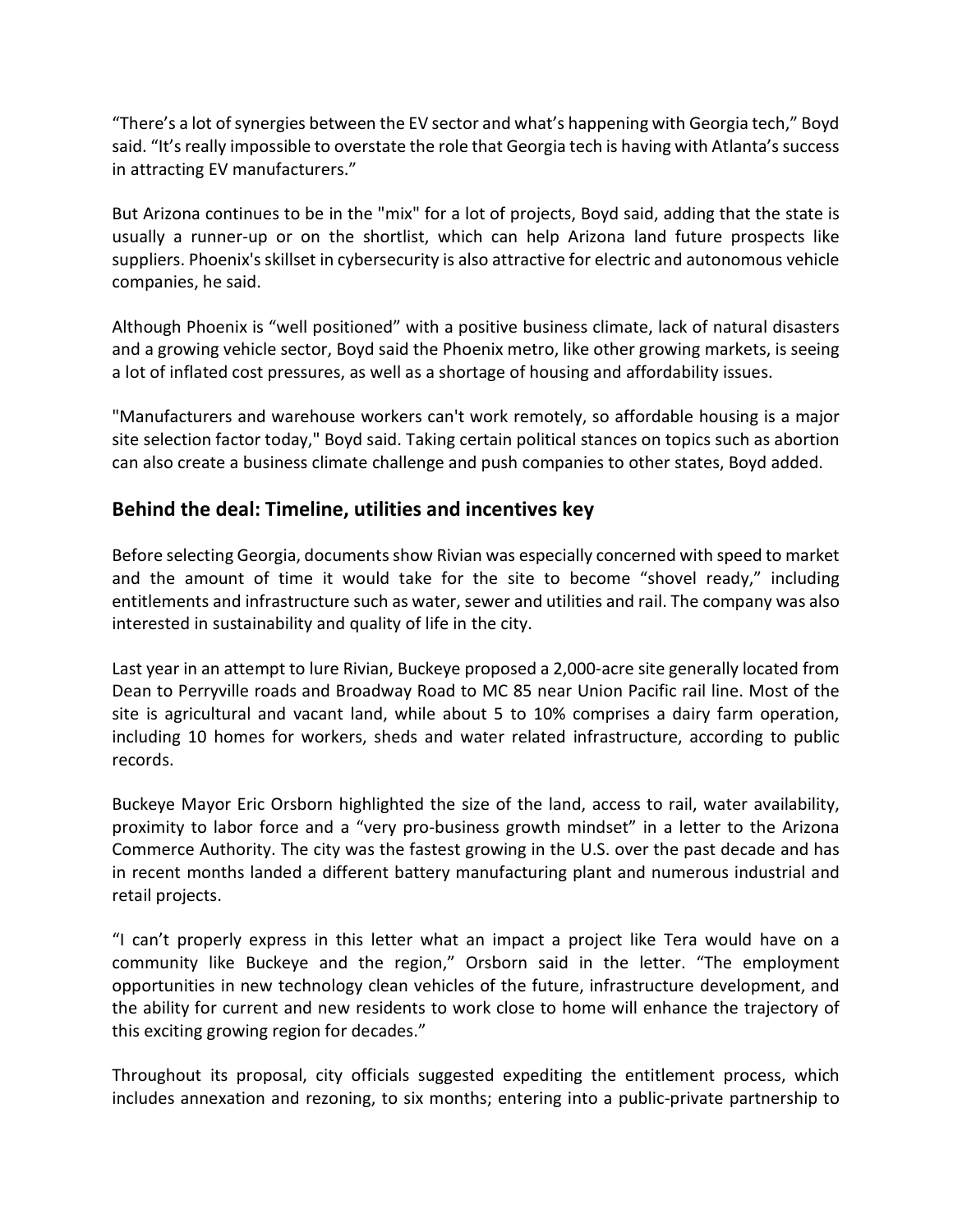"There's a lot of synergies between the EV sector and what's happening with Georgia tech," Boyd said. "It's really impossible to overstate the role that Georgia tech is having with Atlanta's success in attracting EV manufacturers."

But Arizona continues to be in the "mix" for a lot of projects, Boyd said, adding that the state is usually a runner-up or on the shortlist, which can help Arizona land future prospects like suppliers. Phoenix's skillset in cybersecurity is also attractive for electric and autonomous vehicle companies, he said.

Although Phoenix is "well positioned" with a positive business climate, lack of natural disasters and a growing vehicle sector, Boyd said the Phoenix metro, like other growing markets, is seeing a lot of inflated cost pressures, as well as a shortage of housing and affordability issues.

"Manufacturers and warehouse workers can't work remotely, so affordable housing is a major site selection factor today," Boyd said. Taking certain political stances on topics such as abortion can also create a business climate challenge and push companies to other states, Boyd added.

## Behind the deal: Timeline, utilities and incentives key

Before selecting Georgia, documents show Rivian was especially concerned with speed to market and the amount of time it would take for the site to become "shovel ready," including entitlements and infrastructure such as water, sewer and utilities and rail. The company was also interested in sustainability and quality of life in the city.

Last year in an attempt to lure Rivian, Buckeye proposed a 2,000-acre site generally located from Dean to Perryville roads and Broadway Road to MC 85 near Union Pacific rail line. Most of the site is agricultural and vacant land, while about 5 to 10% comprises a dairy farm operation, including 10 homes for workers, sheds and water related infrastructure, according to public records.

Buckeye Mayor Eric Orsborn highlighted the size of the land, access to rail, water availability, proximity to labor force and a "very pro-business growth mindset" in a letter to the Arizona Commerce Authority. The city was the fastest growing in the U.S. over the past decade and has in recent months landed a different battery manufacturing plant and numerous industrial and retail projects.

"I can't properly express in this letter what an impact a project like Tera would have on a community like Buckeye and the region," Orsborn said in the letter. "The employment opportunities in new technology clean vehicles of the future, infrastructure development, and the ability for current and new residents to work close to home will enhance the trajectory of this exciting growing region for decades."

Throughout its proposal, city officials suggested expediting the entitlement process, which includes annexation and rezoning, to six months; entering into a public-private partnership to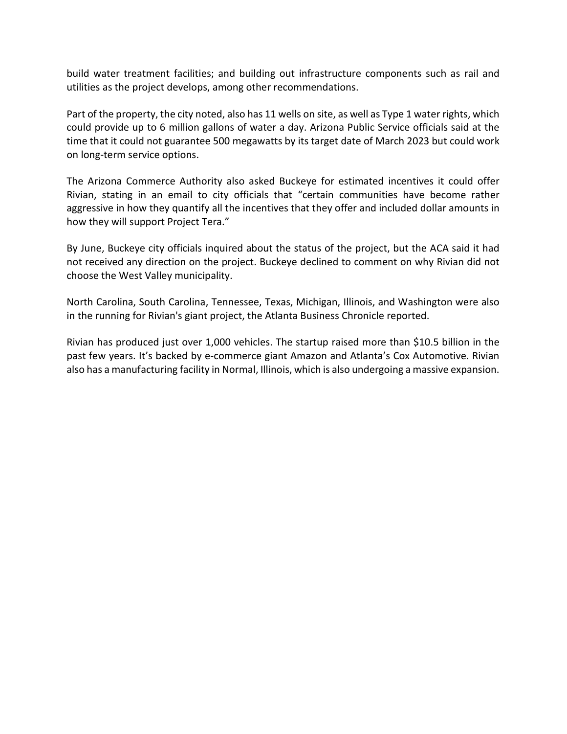build water treatment facilities; and building out infrastructure components such as rail and utilities as the project develops, among other recommendations.

Part of the property, the city noted, also has 11 wells on site, as well as Type 1 water rights, which could provide up to 6 million gallons of water a day. Arizona Public Service officials said at the time that it could not guarantee 500 megawatts by its target date of March 2023 but could work on long-term service options.

The Arizona Commerce Authority also asked Buckeye for estimated incentives it could offer Rivian, stating in an email to city officials that "certain communities have become rather aggressive in how they quantify all the incentives that they offer and included dollar amounts in how they will support Project Tera."

By June, Buckeye city officials inquired about the status of the project, but the ACA said it had not received any direction on the project. Buckeye declined to comment on why Rivian did not choose the West Valley municipality.

North Carolina, South Carolina, Tennessee, Texas, Michigan, Illinois, and Washington were also in the running for Rivian's giant project, the Atlanta Business Chronicle reported.

Rivian has produced just over 1,000 vehicles. The startup raised more than $10.5 billion in the past few years. It's backed by e-commerce giant Amazon and Atlanta's Cox Automotive. Rivian also has a manufacturing facility in Normal, Illinois, which is also undergoing a massive expansion.